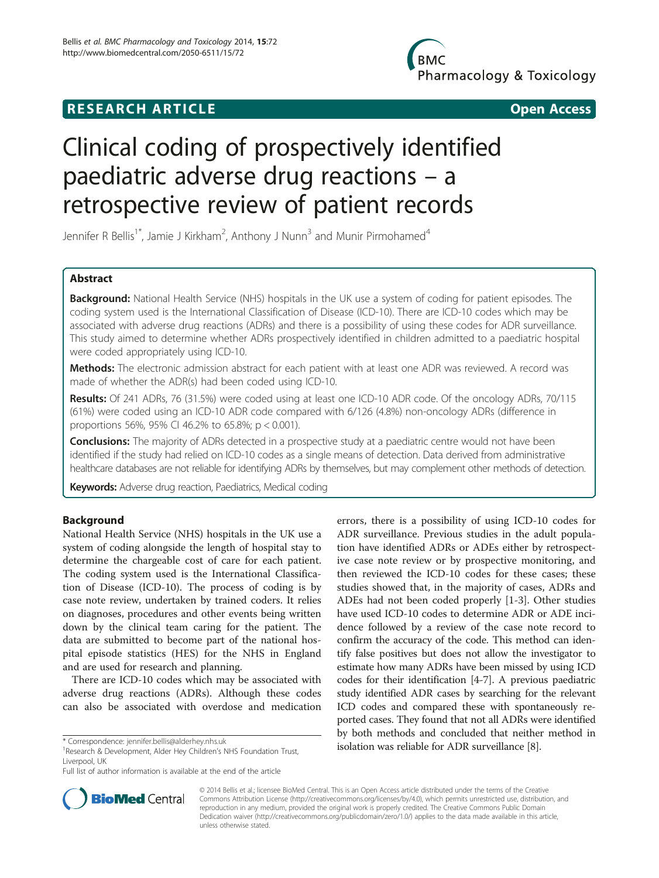RESEARCH ARTICLE Open Access

# Clinical coding of prospectively identified paediatric adverse drug reactions – a retrospective review of patient records

Jennifer R Bellis[1*], Jamie J Kirkham[2], Anthony J Nunn[3] and Munir Pirmohamed[4]

## Abstract

**Background:** National Health Service (NHS) hospitals in the UK use a system of coding for patient episodes. The coding system used is the International Classification of Disease (ICD-10). There are ICD-10 codes which may be associated with adverse drug reactions (ADRs) and there is a possibility of using these codes for ADR surveillance. This study aimed to determine whether ADRs prospectively identified in children admitted to a paediatric hospital were coded appropriately using ICD-10.

**Methods:** The electronic admission abstract for each patient with at least one ADR was reviewed. A record was made of whether the ADR(s) had been coded using ICD-10.

**Results:** Of 241 ADRs, 76 (31.5%) were coded using at least one ICD-10 ADR code. Of the oncology ADRs, 70/115 (61%) were coded using an ICD-10 ADR code compared with 6/126 (4.8%) non-oncology ADRs (difference in proportions 56%, 95% CI 46.2% to 65.8%; $p < 0.001$).

**Conclusions:** The majority of ADRs detected in a prospective study at a paediatric centre would not have been identified if the study had relied on ICD-10 codes as a single means of detection. Data derived from administrative healthcare databases are not reliable for identifying ADRs by themselves, but may complement other methods of detection.

**Keywords:** Adverse drug reaction, Paediatrics, Medical coding

## Background

National Health Service (NHS) hospitals in the UK use a system of coding alongside the length of hospital stay to determine the chargeable cost of care for each patient. The coding system used is the International Classification of Disease (ICD-10). The process of coding is by case note review, undertaken by trained coders. It relies on diagnoses, procedures and other events being written down by the clinical team caring for the patient. The data are submitted to become part of the national hospital episode statistics (HES) for the NHS in England and are used for research and planning.

There are ICD-10 codes which may be associated with adverse drug reactions (ADRs). Although these codes can also be associated with overdose and medication errors, there is a possibility of using ICD-10 codes for ADR surveillance. Previous studies in the adult population have identified ADRs or ADEs either by retrospective case note review or by prospective monitoring, and then reviewed the ICD-10 codes for these cases; these studies showed that, in the majority of cases, ADRs and ADEs had not been coded properly [1-3]. Other studies have used ICD-10 codes to determine ADR or ADE incidence followed by a review of the case note record to confirm the accuracy of the code. This method can identify false positives but does not allow the investigator to estimate how many ADRs have been missed by using ICD codes for their identification [4-7]. A previous paediatric study identified ADR cases by searching for the relevant ICD codes and compared these with spontaneously reported cases. They found that not all ADRs were identified by both methods and concluded that neither method in isolation was reliable for ADR surveillance [8].

* Correspondence: jennifer.bellis@alderhey.nhs.uk
[1]Research & Development, Alder Hey Children's NHS Foundation Trust, Liverpool, UK
Full list of author information is available at the end of the article

© 2014 Bellis et al.; licensee BioMed Central. This is an Open Access article distributed under the terms of the Creative Commons Attribution License (http://creativecommons.org/licenses/by/4.0), which permits unrestricted use, distribution, and reproduction in any medium, provided the original work is properly credited. The Creative Commons Public Domain Dedication waiver (http://creativecommons.org/publicdomain/zero/1.0/) applies to the data made available in this article, unless otherwise stated.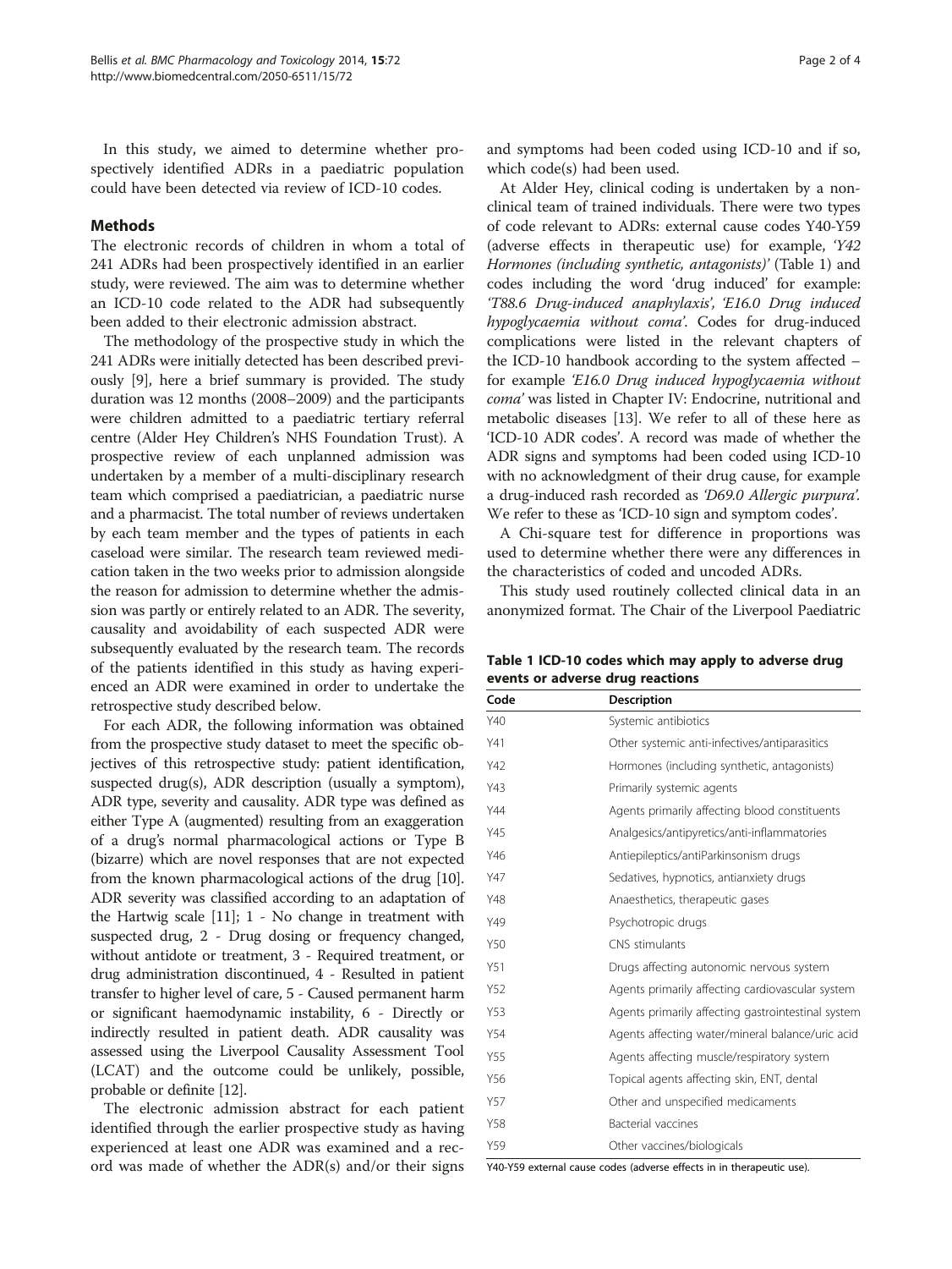In this study, we aimed to determine whether prospectively identified ADRs in a paediatric population could have been detected via review of ICD-10 codes.

## Methods

The electronic records of children in whom a total of 241 ADRs had been prospectively identified in an earlier study, were reviewed. The aim was to determine whether an ICD-10 code related to the ADR had subsequently been added to their electronic admission abstract.

The methodology of the prospective study in which the 241 ADRs were initially detected has been described previously [9], here a brief summary is provided. The study duration was 12 months (2008–2009) and the participants were children admitted to a paediatric tertiary referral centre (Alder Hey Children's NHS Foundation Trust). A prospective review of each unplanned admission was undertaken by a member of a multi-disciplinary research team which comprised a paediatrician, a paediatric nurse and a pharmacist. The total number of reviews undertaken by each team member and the types of patients in each caseload were similar. The research team reviewed medication taken in the two weeks prior to admission alongside the reason for admission to determine whether the admission was partly or entirely related to an ADR. The severity, causality and avoidability of each suspected ADR were subsequently evaluated by the research team. The records of the patients identified in this study as having experienced an ADR were examined in order to undertake the retrospective study described below.

For each ADR, the following information was obtained from the prospective study dataset to meet the specific objectives of this retrospective study: patient identification, suspected drug(s), ADR description (usually a symptom), ADR type, severity and causality. ADR type was defined as either Type A (augmented) resulting from an exaggeration of a drug's normal pharmacological actions or Type B (bizarre) which are novel responses that are not expected from the known pharmacological actions of the drug [10]. ADR severity was classified according to an adaptation of the Hartwig scale [11]; 1 - No change in treatment with suspected drug, 2 - Drug dosing or frequency changed, without antidote or treatment, 3 - Required treatment, or drug administration discontinued, 4 - Resulted in patient transfer to higher level of care, 5 - Caused permanent harm or significant haemodynamic instability, 6 - Directly or indirectly resulted in patient death. ADR causality was assessed using the Liverpool Causality Assessment Tool (LCAT) and the outcome could be unlikely, possible, probable or definite [12].

The electronic admission abstract for each patient identified through the earlier prospective study as having experienced at least one ADR was examined and a record was made of whether the ADR(s) and/or their signs and symptoms had been coded using ICD-10 and if so, which code(s) had been used.

At Alder Hey, clinical coding is undertaken by a non-clinical team of trained individuals. There were two types of code relevant to ADRs: external cause codes Y40-Y59 (adverse effects in therapeutic use) for example, *'Y42 Hormones (including synthetic, antagonists)'* (Table 1) and codes including the word 'drug induced' for example: *'T88.6 Drug-induced anaphylaxis'*, *'E16.0 Drug induced hypoglycaemia without coma'*. Codes for drug-induced complications were listed in the relevant chapters of the ICD-10 handbook according to the system affected – for example *'E16.0 Drug induced hypoglycaemia without coma'* was listed in Chapter IV: Endocrine, nutritional and metabolic diseases [13]. We refer to all of these here as 'ICD-10 ADR codes'. A record was made of whether the ADR signs and symptoms had been coded using ICD-10 with no acknowledgment of their drug cause, for example a drug-induced rash recorded as *'D69.0 Allergic purpura'*. We refer to these as 'ICD-10 sign and symptom codes'.

A Chi-square test for difference in proportions was used to determine whether there were any differences in the characteristics of coded and uncoded ADRs.

This study used routinely collected clinical data in an anonymized format. The Chair of the Liverpool Paediatric

**Table 1 ICD-10 codes which may apply to adverse drug events or adverse drug reactions**

| Code | Description |
|---|---|
| Y40 | Systemic antibiotics |
| Y41 | Other systemic anti-infectives/antiparasitics |
| Y42 | Hormones (including synthetic, antagonists) |
| Y43 | Primarily systemic agents |
| Y44 | Agents primarily affecting blood constituents |
| Y45 | Analgesics/antipyretics/anti-inflammatories |
| Y46 | Antiepileptics/antiParkinsonism drugs |
| Y47 | Sedatives, hypnotics, antianxiety drugs |
| Y48 | Anaesthetics, therapeutic gases |
| Y49 | Psychotropic drugs |
| Y50 | CNS stimulants |
| Y51 | Drugs affecting autonomic nervous system |
| Y52 | Agents primarily affecting cardiovascular system |
| Y53 | Agents primarily affecting gastrointestinal system |
| Y54 | Agents affecting water/mineral balance/uric acid |
| Y55 | Agents affecting muscle/respiratory system |
| Y56 | Topical agents affecting skin, ENT, dental |
| Y57 | Other and unspecified medicaments |
| Y58 | Bacterial vaccines |
| Y59 | Other vaccines/biologicals |

Y40-Y59 external cause codes (adverse effects in in therapeutic use).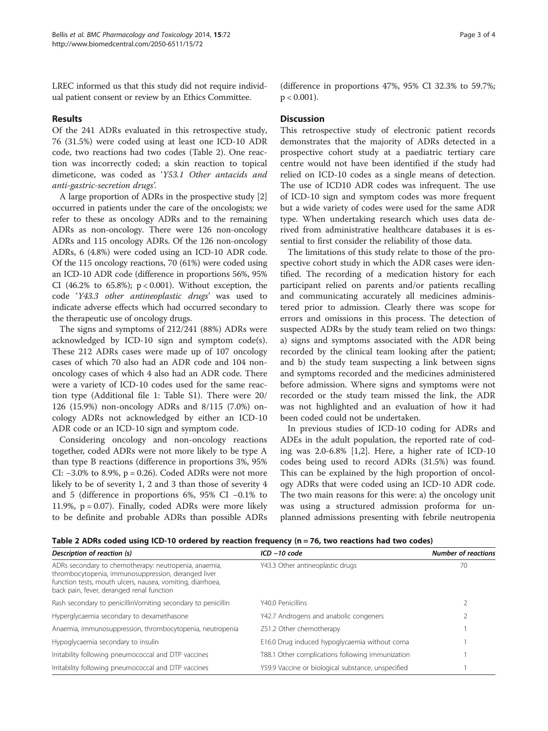LREC informed us that this study did not require individual patient consent or review by an Ethics Committee.

## Results

Of the 241 ADRs evaluated in this retrospective study, 76 (31.5%) were coded using at least one ICD-10 ADR code, two reactions had two codes (Table 2). One reaction was incorrectly coded; a skin reaction to topical dimeticone, was coded as '*Y53.1 Other antacids and anti-gastric-secretion drugs'.*

A large proportion of ADRs in the prospective study [2] occurred in patients under the care of the oncologists; we refer to these as oncology ADRs and to the remaining ADRs as non-oncology. There were 126 non-oncology ADRs and 115 oncology ADRs. Of the 126 non-oncology ADRs, 6 (4.8%) were coded using an ICD-10 ADR code. Of the 115 oncology reactions, 70 (61%) were coded using an ICD-10 ADR code (difference in proportions 56%, 95% CI (46.2% to 65.8%); $p < 0.001$). Without exception, the code '*Y43.3 other antineoplastic drugs*' was used to indicate adverse effects which had occurred secondary to the therapeutic use of oncology drugs.

The signs and symptoms of 212/241 (88%) ADRs were acknowledged by ICD-10 sign and symptom code(s). These 212 ADRs cases were made up of 107 oncology cases of which 70 also had an ADR code and 104 non-oncology cases of which 4 also had an ADR code. There were a variety of ICD-10 codes used for the same reaction type (Additional file 1: Table S1). There were 20/126 (15.9%) non-oncology ADRs and 8/115 (7.0%) oncology ADRs not acknowledged by either an ICD-10 ADR code or an ICD-10 sign and symptom code.

Considering oncology and non-oncology reactions together, coded ADRs were not more likely to be type A than type B reactions (difference in proportions 3%, 95% CI: −3.0% to 8.9%, $p = 0.26$). Coded ADRs were not more likely to be of severity 1, 2 and 3 than those of severity 4 and 5 (difference in proportions 6%, 95% CI −0.1% to 11.9%, $p = 0.07$). Finally, coded ADRs were more likely to be definite and probable ADRs than possible ADRs (difference in proportions 47%, 95% CI 32.3% to 59.7%; $p < 0.001$).

## Discussion

This retrospective study of electronic patient records demonstrates that the majority of ADRs detected in a prospective cohort study at a paediatric tertiary care centre would not have been identified if the study had relied on ICD-10 codes as a single means of detection. The use of ICD10 ADR codes was infrequent. The use of ICD-10 sign and symptom codes was more frequent but a wide variety of codes were used for the same ADR type. When undertaking research which uses data derived from administrative healthcare databases it is essential to first consider the reliability of those data.

The limitations of this study relate to those of the prospective cohort study in which the ADR cases were identified. The recording of a medication history for each participant relied on parents and/or patients recalling and communicating accurately all medicines administered prior to admission. Clearly there was scope for errors and omissions in this process. The detection of suspected ADRs by the study team relied on two things: a) signs and symptoms associated with the ADR being recorded by the clinical team looking after the patient; and b) the study team suspecting a link between signs and symptoms recorded and the medicines administered before admission. Where signs and symptoms were not recorded or the study team missed the link, the ADR was not highlighted and an evaluation of how it had been coded could not be undertaken.

In previous studies of ICD-10 coding for ADRs and ADEs in the adult population, the reported rate of coding was 2.0-6.8% [1,2]. Here, a higher rate of ICD-10 codes being used to record ADRs (31.5%) was found. This can be explained by the high proportion of oncology ADRs that were coded using an ICD-10 ADR code. The two main reasons for this were: a) the oncology unit was using a structured admission proforma for unplanned admissions presenting with febrile neutropenia

**Table 2 ADRs coded using ICD-10 ordered by reaction frequency (n = 76, two reactions had two codes)**

| *Description of reaction (s)* | *ICD −10 code* | *Number of reactions* |
|---|---|---|
| ADRs secondary to chemotherapy: neutropenia, anaemia, thrombocytopenia, immunosuppression, deranged liver function tests, mouth ulcers, nausea, vomiting, diarrhoea, back pain, fever, deranged renal function | Y43.3 Other antineoplastic drugs | 70 |
| Rash secondary to penicillinVomiting secondary to penicillin | Y40.0 Penicillins | 2 |
| Hyperglycaemia secondary to dexamethasone | Y42.7 Androgens and anabolic congeners | 2 |
| Anaemia, immunosuppression, thrombocytopenia, neutropenia | Z51.2 Other chemotherapy | 1 |
| Hypoglycaemia secondary to insulin | E16.0 Drug induced hypoglycaemia without coma | 1 |
| Irritability following pneumococcal and DTP vaccines | T88.1 Other complications following immunization | 1 |
| Irritability following pneumococcal and DTP vaccines | Y59.9 Vaccine or biological substance, unspecified | 1 |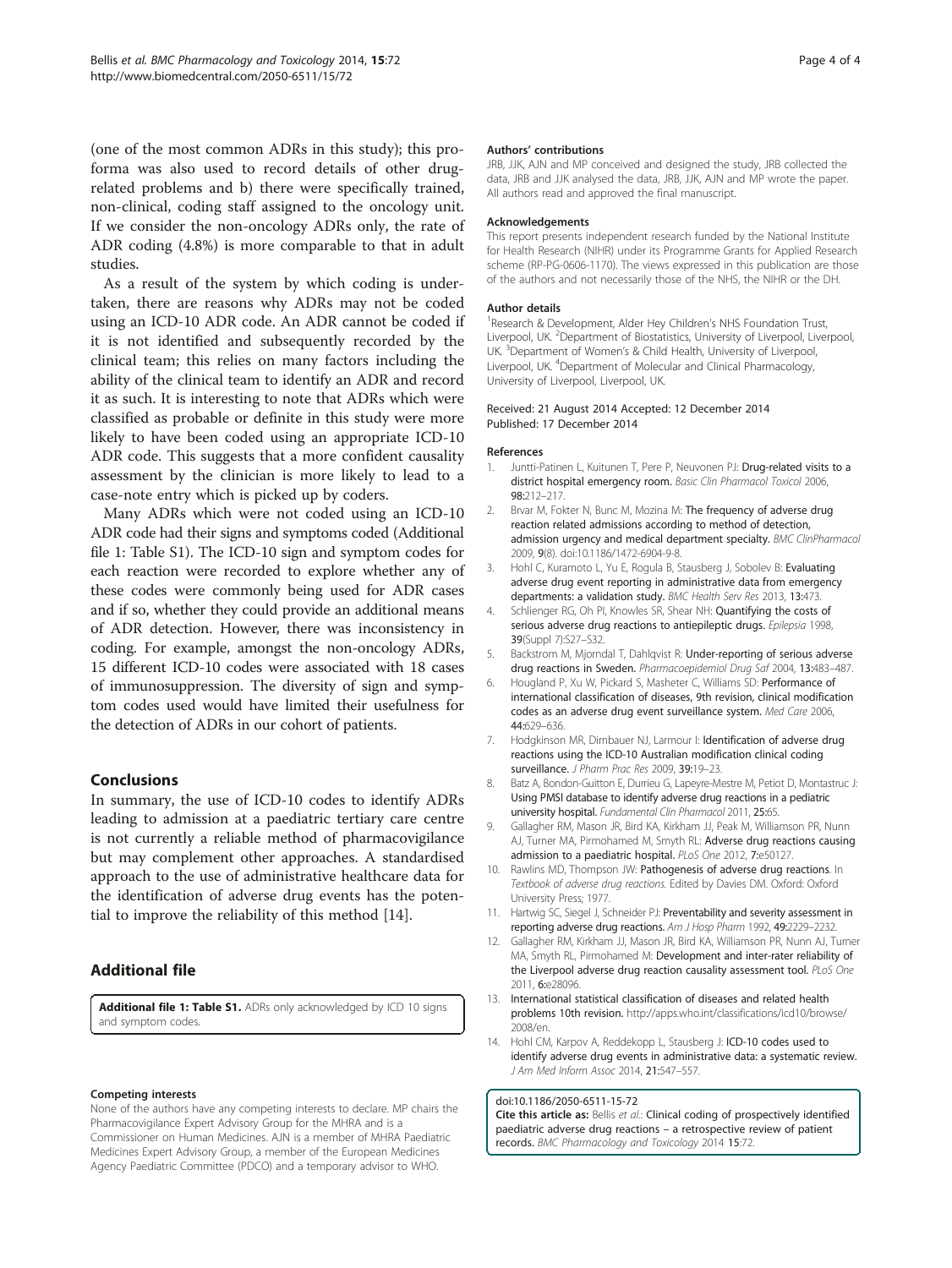(one of the most common ADRs in this study); this proforma was also used to record details of other drug-related problems and b) there were specifically trained, non-clinical, coding staff assigned to the oncology unit. If we consider the non-oncology ADRs only, the rate of ADR coding (4.8%) is more comparable to that in adult studies.

As a result of the system by which coding is undertaken, there are reasons why ADRs may not be coded using an ICD-10 ADR code. An ADR cannot be coded if it is not identified and subsequently recorded by the clinical team; this relies on many factors including the ability of the clinical team to identify an ADR and record it as such. It is interesting to note that ADRs which were classified as probable or definite in this study were more likely to have been coded using an appropriate ICD-10 ADR code. This suggests that a more confident causality assessment by the clinician is more likely to lead to a case-note entry which is picked up by coders.

Many ADRs which were not coded using an ICD-10 ADR code had their signs and symptoms coded (Additional file 1: Table S1). The ICD-10 sign and symptom codes for each reaction were recorded to explore whether any of these codes were commonly being used for ADR cases and if so, whether they could provide an additional means of ADR detection. However, there was inconsistency in coding. For example, amongst the non-oncology ADRs, 15 different ICD-10 codes were associated with 18 cases of immunosuppression. The diversity of sign and symptom codes used would have limited their usefulness for the detection of ADRs in our cohort of patients.

## Conclusions

In summary, the use of ICD-10 codes to identify ADRs leading to admission at a paediatric tertiary care centre is not currently a reliable method of pharmacovigilance but may complement other approaches. A standardised approach to the use of administrative healthcare data for the identification of adverse drug events has the potential to improve the reliability of this method [14].

## Additional file

**Additional file 1: Table S1.** ADRs only acknowledged by ICD 10 signs and symptom codes.

#### Competing interests

None of the authors have any competing interests to declare. MP chairs the Pharmacovigilance Expert Advisory Group for the MHRA and is a Commissioner on Human Medicines. AJN is a member of MHRA Paediatric Medicines Expert Advisory Group, a member of the European Medicines Agency Paediatric Committee (PDCO) and a temporary advisor to WHO.

#### Authors' contributions

JRB, JJK, AJN and MP conceived and designed the study, JRB collected the data, JRB and JJK analysed the data, JRB, JJK, AJN and MP wrote the paper. All authors read and approved the final manuscript.

#### Acknowledgements

This report presents independent research funded by the National Institute for Health Research (NIHR) under its Programme Grants for Applied Research scheme (RP-PG-0606-1170). The views expressed in this publication are those of the authors and not necessarily those of the NHS, the NIHR or the DH.

#### Author details

[1]Research & Development, Alder Hey Children's NHS Foundation Trust, Liverpool, UK. [2]Department of Biostatistics, University of Liverpool, Liverpool, UK. [3]Department of Women's & Child Health, University of Liverpool, Liverpool, UK. [4]Department of Molecular and Clinical Pharmacology, University of Liverpool, Liverpool, UK.

Received: 21 August 2014 Accepted: 12 December 2014
Published: 17 December 2014

#### References

1. Juntti-Patinen L, Kuitunen T, Pere P, Neuvonen PJ: **Drug-related visits to a district hospital emergency room.** *Basic Clin Pharmacol Toxicol* 2006, **98:**212–217.
2. Brvar M, Fokter N, Bunc M, Mozina M: **The frequency of adverse drug reaction related admissions according to method of detection, admission urgency and medical department specialty.** *BMC ClinPharmacol* 2009, **9**(8). doi:10.1186/1472-6904-9-8.
3. Hohl C, Kuramoto L, Yu E, Rogula B, Stausberg J, Sobolev B: **Evaluating adverse drug event reporting in administrative data from emergency departments: a validation study.** *BMC Health Serv Res* 2013, **13:**473.
4. Schlienger RG, Oh PI, Knowles SR, Shear NH: **Quantifying the costs of serious adverse drug reactions to antiepileptic drugs.** *Epilepsia* 1998, **39**(Suppl 7):S27–S32.
5. Backstrom M, Mjorndal T, Dahlqvist R: **Under-reporting of serious adverse drug reactions in Sweden.** *Pharmacoepidemiol Drug Saf* 2004, **13:**483–487.
6. Hougland P, Xu W, Pickard S, Masheter C, Williams SD: **Performance of international classification of diseases, 9th revision, clinical modification codes as an adverse drug event surveillance system.** *Med Care* 2006, **44:**629–636.
7. Hodgkinson MR, Dirnbauer NJ, Larmour I: **Identification of adverse drug reactions using the ICD-10 Australian modification clinical coding surveillance.** *J Pharm Prac Res* 2009, **39:**19–23.
8. Batz A, Bondon-Guitton E, Durrieu G, Lapeyre-Mestre M, Petiot D, Montastruc J: **Using PMSI database to identify adverse drug reactions in a pediatric university hospital.** *Fundamental Clin Pharmacol* 2011, **25:**65.
9. Gallagher RM, Mason JR, Bird KA, Kirkham JJ, Peak M, Williamson PR, Nunn AJ, Turner MA, Pirmohamed M, Smyth RL: **Adverse drug reactions causing admission to a paediatric hospital.** *PLoS One* 2012, **7:**e50127.
10. Rawlins MD, Thompson JW: **Pathogenesis of adverse drug reactions.** In *Textbook of adverse drug reactions.* Edited by Davies DM. Oxford: Oxford University Press; 1977.
11. Hartwig SC, Siegel J, Schneider PJ: **Preventability and severity assessment in reporting adverse drug reactions.** *Am J Hosp Pharm* 1992, **49:**2229–2232.
12. Gallagher RM, Kirkham JJ, Mason JR, Bird KA, Williamson PR, Nunn AJ, Turner MA, Smyth RL, Pirmohamed M: **Development and inter-rater reliability of the Liverpool adverse drug reaction causality assessment tool.** *PLoS One* 2011, **6:**e28096.
13. **International statistical classification of diseases and related health problems 10th revision.** http://apps.who.int/classifications/icd10/browse/2008/en.
14. Hohl CM, Karpov A, Reddekopp L, Stausberg J: **ICD-10 codes used to identify adverse drug events in administrative data: a systematic review.** *J Am Med Inform Assoc* 2014, **21:**547–557.

doi:10.1186/2050-6511-15-72
**Cite this article as:** Bellis *et al.*: Clinical coding of prospectively identified paediatric adverse drug reactions – a retrospective review of patient records. *BMC Pharmacology and Toxicology* 2014 **15**:72.